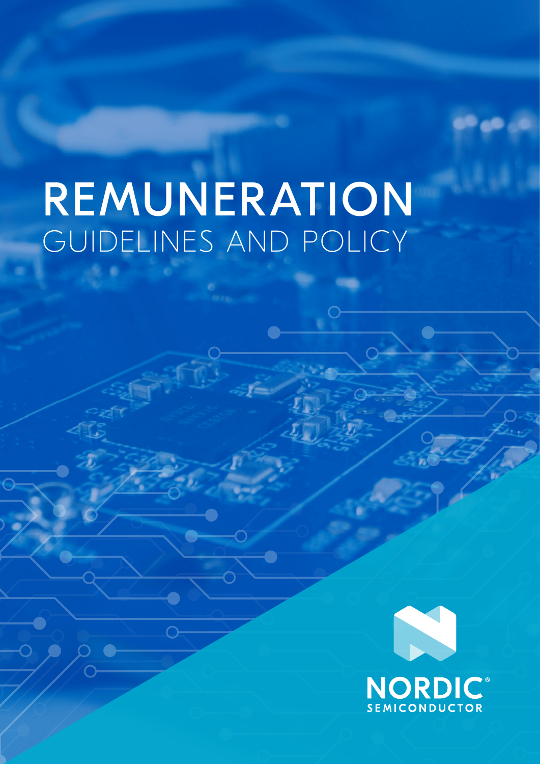# REMUNERATION

## GUIDELINES AND POLICY

NORDIC SEMICONDUCTOR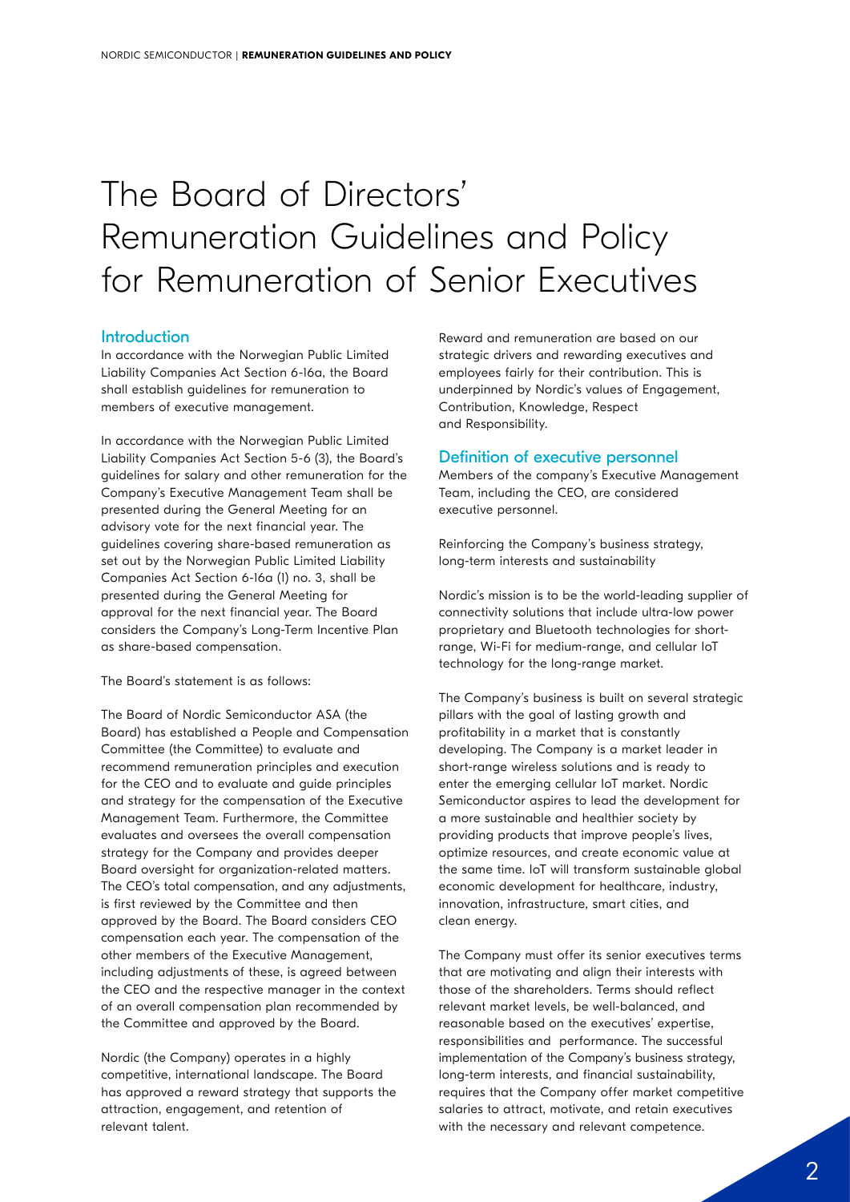# The Board of Directors' Remuneration Guidelines and Policy for Remuneration of Senior Executives

## Introduction

In accordance with the Norwegian Public Limited Liability Companies Act Section 6-16a, the Board shall establish guidelines for remuneration to members of executive management.

In accordance with the Norwegian Public Limited Liability Companies Act Section 5-6 (3), the Board's guidelines for salary and other remuneration for the Company's Executive Management Team shall be presented during the General Meeting for an advisory vote for the next financial year. The guidelines covering share-based remuneration as set out by the Norwegian Public Limited Liability Companies Act Section 6-16a (1) no. 3, shall be presented during the General Meeting for approval for the next financial year. The Board considers the Company's Long-Term Incentive Plan as share-based compensation.

The Board's statement is as follows:

The Board of Nordic Semiconductor ASA (the Board) has established a People and Compensation Committee (the Committee) to evaluate and recommend remuneration principles and execution for the CEO and to evaluate and guide principles and strategy for the compensation of the Executive Management Team. Furthermore, the Committee evaluates and oversees the overall compensation strategy for the Company and provides deeper Board oversight for organization-related matters. The CEO's total compensation, and any adjustments, is first reviewed by the Committee and then approved by the Board. The Board considers CEO compensation each year. The compensation of the other members of the Executive Management, including adjustments of these, is agreed between the CEO and the respective manager in the context of an overall compensation plan recommended by the Committee and approved by the Board.

Nordic (the Company) operates in a highly competitive, international landscape. The Board has approved a reward strategy that supports the attraction, engagement, and retention of relevant talent.

Reward and remuneration are based on our strategic drivers and rewarding executives and employees fairly for their contribution. This is underpinned by Nordic's values of Engagement, Contribution, Knowledge, Respect and Responsibility.

## Definition of executive personnel

Members of the company's Executive Management Team, including the CEO, are considered executive personnel.

Reinforcing the Company's business strategy, long-term interests and sustainability

Nordic's mission is to be the world-leading supplier of connectivity solutions that include ultra-low power proprietary and Bluetooth technologies for short-range, Wi-Fi for medium-range, and cellular IoT technology for the long-range market.

The Company's business is built on several strategic pillars with the goal of lasting growth and profitability in a market that is constantly developing. The Company is a market leader in short-range wireless solutions and is ready to enter the emerging cellular IoT market. Nordic Semiconductor aspires to lead the development for a more sustainable and healthier society by providing products that improve people's lives, optimize resources, and create economic value at the same time. IoT will transform sustainable global economic development for healthcare, industry, innovation, infrastructure, smart cities, and clean energy.

The Company must offer its senior executives terms that are motivating and align their interests with those of the shareholders. Terms should reflect relevant market levels, be well-balanced, and reasonable based on the executives' expertise, responsibilities and performance. The successful implementation of the Company's business strategy, long-term interests, and financial sustainability, requires that the Company offer market competitive salaries to attract, motivate, and retain executives with the necessary and relevant competence.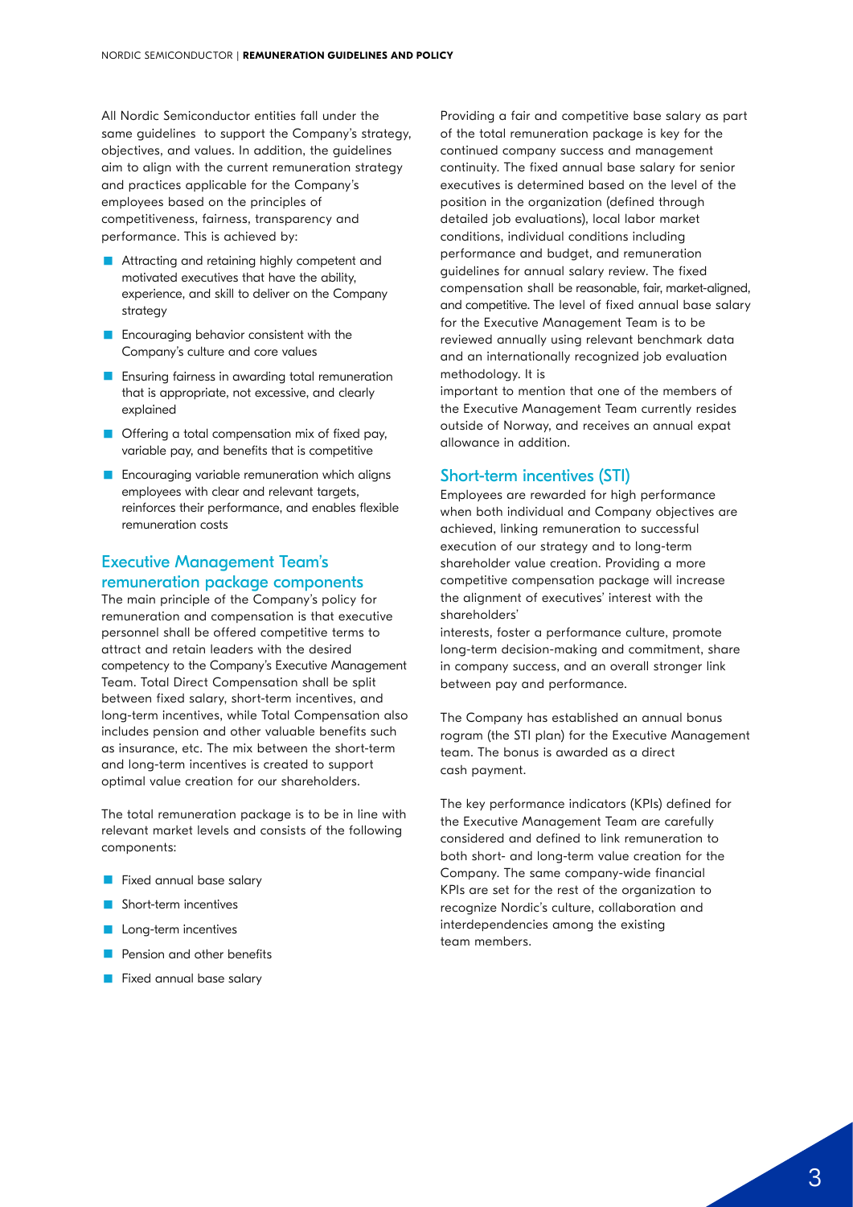All Nordic Semiconductor entities fall under the same guidelines to support the Company's strategy, objectives, and values. In addition, the guidelines aim to align with the current remuneration strategy and practices applicable for the Company's employees based on the principles of competitiveness, fairness, transparency and performance. This is achieved by:

- Attracting and retaining highly competent and motivated executives that have the ability, experience, and skill to deliver on the Company strategy
- Encouraging behavior consistent with the Company's culture and core values
- Ensuring fairness in awarding total remuneration that is appropriate, not excessive, and clearly explained
- Offering a total compensation mix of fixed pay, variable pay, and benefits that is competitive
- Encouraging variable remuneration which aligns employees with clear and relevant targets, reinforces their performance, and enables flexible remuneration costs

## Executive Management Team's remuneration package components

The main principle of the Company's policy for remuneration and compensation is that executive personnel shall be offered competitive terms to attract and retain leaders with the desired competency to the Company's Executive Management Team. Total Direct Compensation shall be split between fixed salary, short-term incentives, and long-term incentives, while Total Compensation also includes pension and other valuable benefits such as insurance, etc. The mix between the short-term and long-term incentives is created to support optimal value creation for our shareholders.

The total remuneration package is to be in line with relevant market levels and consists of the following components:

- Fixed annual base salary
- Short-term incentives
- Long-term incentives
- Pension and other benefits
- Fixed annual base salary

Providing a fair and competitive base salary as part of the total remuneration package is key for the continued company success and management continuity. The fixed annual base salary for senior executives is determined based on the level of the position in the organization (defined through detailed job evaluations), local labor market conditions, individual conditions including performance and budget, and remuneration guidelines for annual salary review. The fixed compensation shall be reasonable, fair, market-aligned, and competitive. The level of fixed annual base salary for the Executive Management Team is to be reviewed annually using relevant benchmark data and an internationally recognized job evaluation methodology. It is important to mention that one of the members of the Executive Management Team currently resides outside of Norway, and receives an annual expat allowance in addition.

## Short-term incentives (STI)

Employees are rewarded for high performance when both individual and Company objectives are achieved, linking remuneration to successful execution of our strategy and to long-term shareholder value creation. Providing a more competitive compensation package will increase the alignment of executives' interest with the shareholders' interests, foster a performance culture, promote long-term decision-making and commitment, share in company success, and an overall stronger link between pay and performance.

The Company has established an annual bonus rogram (the STI plan) for the Executive Management team. The bonus is awarded as a direct cash payment.

The key performance indicators (KPIs) defined for the Executive Management Team are carefully considered and defined to link remuneration to both short- and long-term value creation for the Company. The same company-wide financial KPIs are set for the rest of the organization to recognize Nordic's culture, collaboration and interdependencies among the existing team members.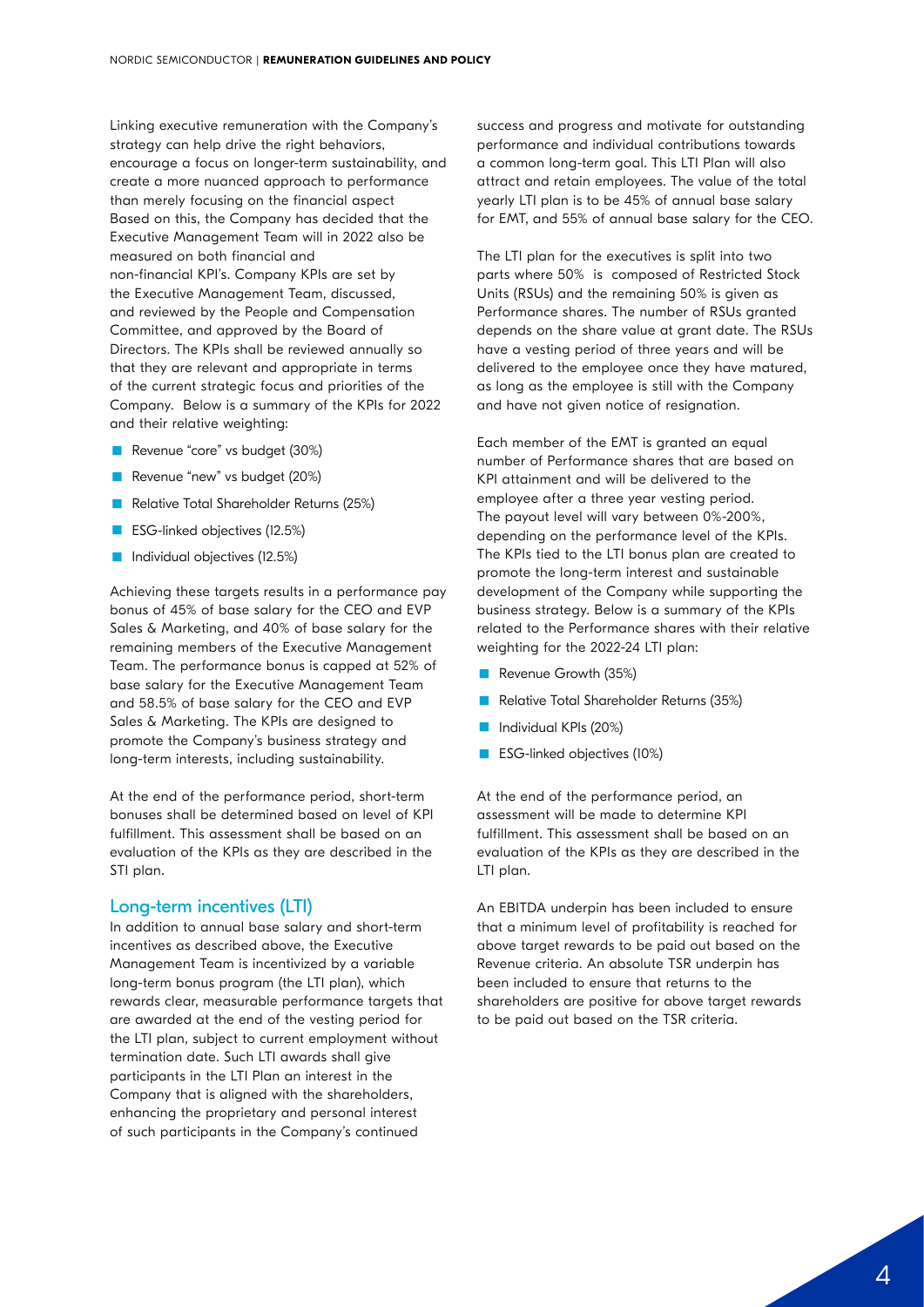Linking executive remuneration with the Company's strategy can help drive the right behaviors, encourage a focus on longer-term sustainability, and create a more nuanced approach to performance than merely focusing on the financial aspect Based on this, the Company has decided that the Executive Management Team will in 2022 also be measured on both financial and non-financial KPI's. Company KPIs are set by the Executive Management Team, discussed, and reviewed by the People and Compensation Committee, and approved by the Board of Directors. The KPIs shall be reviewed annually so that they are relevant and appropriate in terms of the current strategic focus and priorities of the Company. Below is a summary of the KPIs for 2022 and their relative weighting:

- Revenue "core" vs budget (30%)
- Revenue "new" vs budget (20%)
- Relative Total Shareholder Returns (25%)
- ESG-linked objectives (12.5%)
- Individual objectives (12.5%)

Achieving these targets results in a performance pay bonus of 45% of base salary for the CEO and EVP Sales & Marketing, and 40% of base salary for the remaining members of the Executive Management Team. The performance bonus is capped at 52% of base salary for the Executive Management Team and 58.5% of base salary for the CEO and EVP Sales & Marketing. The KPIs are designed to promote the Company's business strategy and long-term interests, including sustainability.

At the end of the performance period, short-term bonuses shall be determined based on level of KPI fulfillment. This assessment shall be based on an evaluation of the KPIs as they are described in the STI plan.

## Long-term incentives (LTI)

In addition to annual base salary and short-term incentives as described above, the Executive Management Team is incentivized by a variable long-term bonus program (the LTI plan), which rewards clear, measurable performance targets that are awarded at the end of the vesting period for the LTI plan, subject to current employment without termination date. Such LTI awards shall give participants in the LTI Plan an interest in the Company that is aligned with the shareholders, enhancing the proprietary and personal interest of such participants in the Company's continued success and progress and motivate for outstanding performance and individual contributions towards a common long-term goal. This LTI Plan will also attract and retain employees. The value of the total yearly LTI plan is to be 45% of annual base salary for EMT, and 55% of annual base salary for the CEO.

The LTI plan for the executives is split into two parts where 50% is composed of Restricted Stock Units (RSUs) and the remaining 50% is given as Performance shares. The number of RSUs granted depends on the share value at grant date. The RSUs have a vesting period of three years and will be delivered to the employee once they have matured, as long as the employee is still with the Company and have not given notice of resignation.

Each member of the EMT is granted an equal number of Performance shares that are based on KPI attainment and will be delivered to the employee after a three year vesting period. The payout level will vary between 0%-200%, depending on the performance level of the KPIs. The KPIs tied to the LTI bonus plan are created to promote the long-term interest and sustainable development of the Company while supporting the business strategy. Below is a summary of the KPIs related to the Performance shares with their relative weighting for the 2022-24 LTI plan:

- Revenue Growth (35%)
- Relative Total Shareholder Returns (35%)
- Individual KPIs (20%)
- ESG-linked objectives (10%)

At the end of the performance period, an assessment will be made to determine KPI fulfillment. This assessment shall be based on an evaluation of the KPIs as they are described in the LTI plan.

An EBITDA underpin has been included to ensure that a minimum level of profitability is reached for above target rewards to be paid out based on the Revenue criteria. An absolute TSR underpin has been included to ensure that returns to the shareholders are positive for above target rewards to be paid out based on the TSR criteria.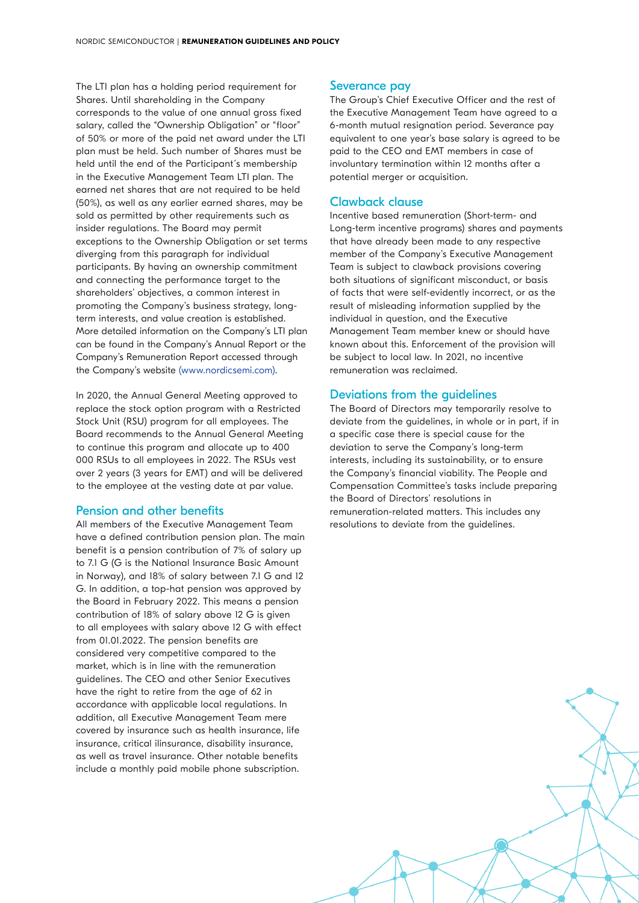The LTI plan has a holding period requirement for Shares. Until shareholding in the Company corresponds to the value of one annual gross fixed salary, called the "Ownership Obligation" or "floor" of 50% or more of the paid net award under the LTI plan must be held. Such number of Shares must be held until the end of the Participant´s membership in the Executive Management Team LTI plan. The earned net shares that are not required to be held (50%), as well as any earlier earned shares, may be sold as permitted by other requirements such as insider regulations. The Board may permit exceptions to the Ownership Obligation or set terms diverging from this paragraph for individual participants. By having an ownership commitment and connecting the performance target to the shareholders' objectives, a common interest in promoting the Company's business strategy, long-term interests, and value creation is established. More detailed information on the Company's LTI plan can be found in the Company's Annual Report or the Company's Remuneration Report accessed through the Company's website (www.nordicsemi.com).

In 2020, the Annual General Meeting approved to replace the stock option program with a Restricted Stock Unit (RSU) program for all employees. The Board recommends to the Annual General Meeting to continue this program and allocate up to 400 000 RSUs to all employees in 2022. The RSUs vest over 2 years (3 years for EMT) and will be delivered to the employee at the vesting date at par value.

## Pension and other benefits

All members of the Executive Management Team have a defined contribution pension plan. The main benefit is a pension contribution of 7% of salary up to 7.1 G (G is the National Insurance Basic Amount in Norway), and 18% of salary between 7.1 G and 12 G. In addition, a top-hat pension was approved by the Board in February 2022. This means a pension contribution of 18% of salary above 12 G is given to all employees with salary above 12 G with effect from 01.01.2022. The pension benefits are considered very competitive compared to the market, which is in line with the remuneration guidelines. The CEO and other Senior Executives have the right to retire from the age of 62 in accordance with applicable local regulations. In addition, all Executive Management Team mere covered by insurance such as health insurance, life insurance, critical ilinsurance, disability insurance, as well as travel insurance. Other notable benefits include a monthly paid mobile phone subscription.

## Severance pay

The Group's Chief Executive Officer and the rest of the Executive Management Team have agreed to a 6-month mutual resignation period. Severance pay equivalent to one year's base salary is agreed to be paid to the CEO and EMT members in case of involuntary termination within 12 months after a potential merger or acquisition.

## Clawback clause

Incentive based remuneration (Short-term- and Long-term incentive programs) shares and payments that have already been made to any respective member of the Company's Executive Management Team is subject to clawback provisions covering both situations of significant misconduct, or basis of facts that were self-evidently incorrect, or as the result of misleading information supplied by the individual in question, and the Executive Management Team member knew or should have known about this. Enforcement of the provision will be subject to local law. In 2021, no incentive remuneration was reclaimed.

## Deviations from the guidelines

The Board of Directors may temporarily resolve to deviate from the guidelines, in whole or in part, if in a specific case there is special cause for the deviation to serve the Company's long-term interests, including its sustainability, or to ensure the Company's financial viability. The People and Compensation Committee's tasks include preparing the Board of Directors' resolutions in remuneration-related matters. This includes any resolutions to deviate from the guidelines.